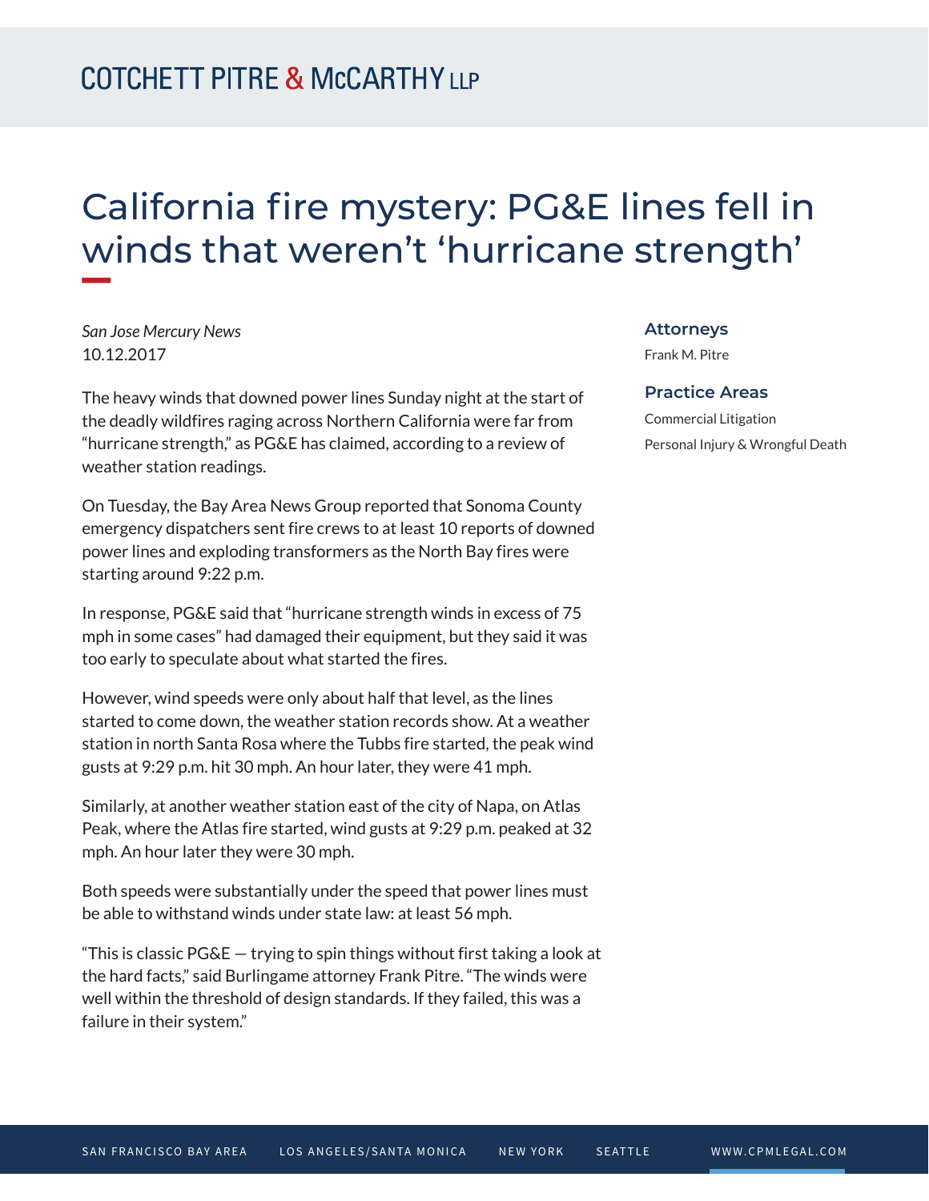COTCHETT PITRE & McCARTHY LLP

# California fire mystery: PG&E lines fell in winds that weren't 'hurricane strength'

*San Jose Mercury News*
10.12.2017

The heavy winds that downed power lines Sunday night at the start of the deadly wildfires raging across Northern California were far from "hurricane strength," as PG&E has claimed, according to a review of weather station readings.

On Tuesday, the Bay Area News Group reported that Sonoma County emergency dispatchers sent fire crews to at least 10 reports of downed power lines and exploding transformers as the North Bay fires were starting around 9:22 p.m.

In response, PG&E said that "hurricane strength winds in excess of 75 mph in some cases" had damaged their equipment, but they said it was too early to speculate about what started the fires.

However, wind speeds were only about half that level, as the lines started to come down, the weather station records show. At a weather station in north Santa Rosa where the Tubbs fire started, the peak wind gusts at 9:29 p.m. hit 30 mph. An hour later, they were 41 mph.

Similarly, at another weather station east of the city of Napa, on Atlas Peak, where the Atlas fire started, wind gusts at 9:29 p.m. peaked at 32 mph. An hour later they were 30 mph.

Both speeds were substantially under the speed that power lines must be able to withstand winds under state law: at least 56 mph.

"This is classic PG&E — trying to spin things without first taking a look at the hard facts," said Burlingame attorney Frank Pitre. "The winds were well within the threshold of design standards. If they failed, this was a failure in their system."

### Attorneys

Frank M. Pitre

### Practice Areas

Commercial Litigation

Personal Injury & Wrongful Death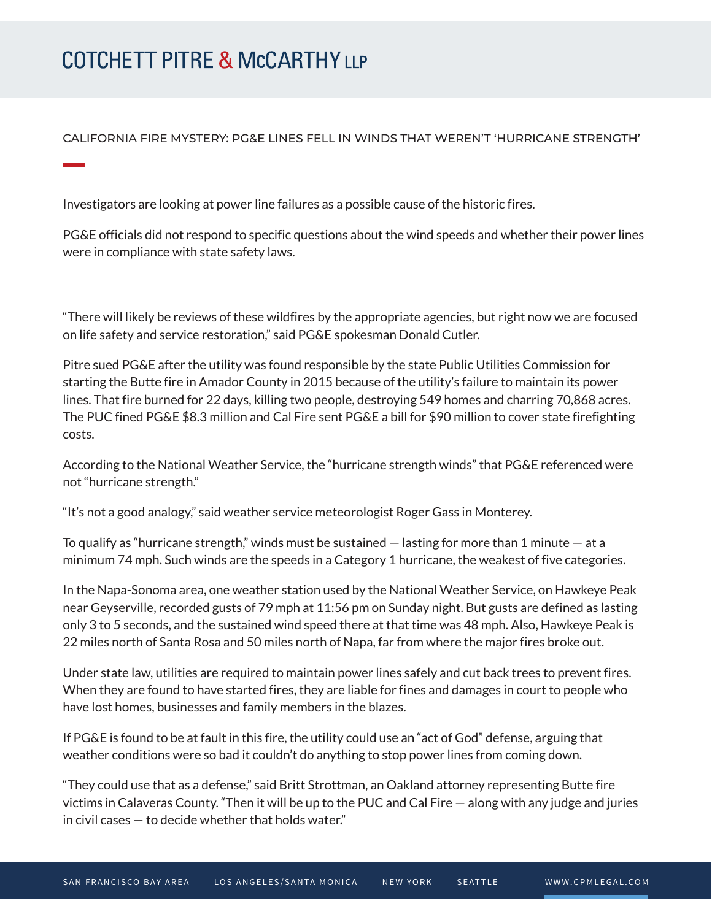CALIFORNIA FIRE MYSTERY: PG&E LINES FELL IN WINDS THAT WEREN'T 'HURRICANE STRENGTH'

Investigators are looking at power line failures as a possible cause of the historic fires.

PG&E officials did not respond to specific questions about the wind speeds and whether their power lines were in compliance with state safety laws.

"There will likely be reviews of these wildfires by the appropriate agencies, but right now we are focused on life safety and service restoration," said PG&E spokesman Donald Cutler.

Pitre sued PG&E after the utility was found responsible by the state Public Utilities Commission for starting the Butte fire in Amador County in 2015 because of the utility's failure to maintain its power lines. That fire burned for 22 days, killing two people, destroying 549 homes and charring 70,868 acres. The PUC fined PG&E $8.3 million and Cal Fire sent PG&E a bill for $90 million to cover state firefighting costs.

According to the National Weather Service, the "hurricane strength winds" that PG&E referenced were not "hurricane strength."

"It's not a good analogy," said weather service meteorologist Roger Gass in Monterey.

To qualify as "hurricane strength," winds must be sustained — lasting for more than 1 minute — at a minimum 74 mph. Such winds are the speeds in a Category 1 hurricane, the weakest of five categories.

In the Napa-Sonoma area, one weather station used by the National Weather Service, on Hawkeye Peak near Geyserville, recorded gusts of 79 mph at 11:56 pm on Sunday night. But gusts are defined as lasting only 3 to 5 seconds, and the sustained wind speed there at that time was 48 mph. Also, Hawkeye Peak is 22 miles north of Santa Rosa and 50 miles north of Napa, far from where the major fires broke out.

Under state law, utilities are required to maintain power lines safely and cut back trees to prevent fires. When they are found to have started fires, they are liable for fines and damages in court to people who have lost homes, businesses and family members in the blazes.

If PG&E is found to be at fault in this fire, the utility could use an "act of God" defense, arguing that weather conditions were so bad it couldn't do anything to stop power lines from coming down.

"They could use that as a defense," said Britt Strottman, an Oakland attorney representing Butte fire victims in Calaveras County. "Then it will be up to the PUC and Cal Fire — along with any judge and juries in civil cases — to decide whether that holds water."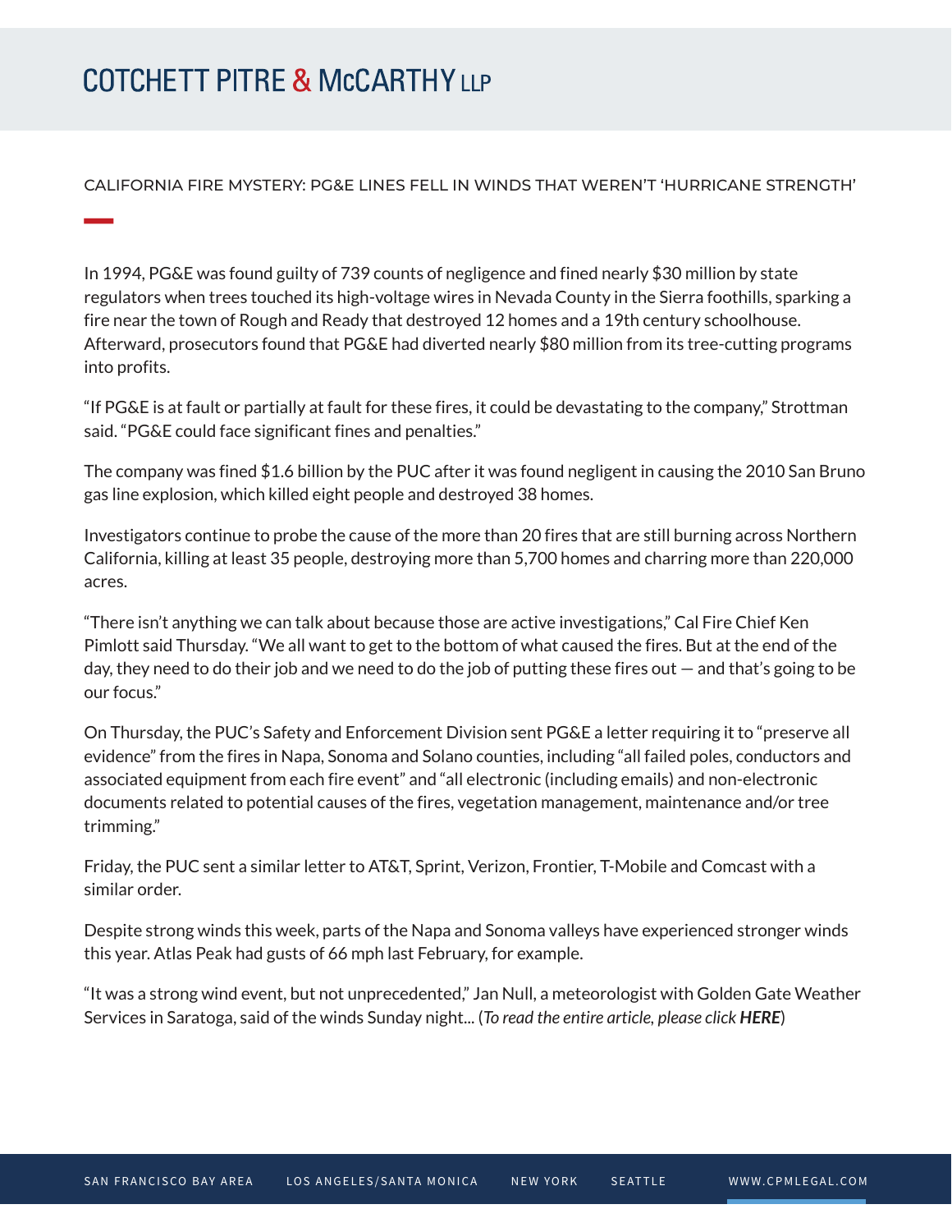CALIFORNIA FIRE MYSTERY: PG&E LINES FELL IN WINDS THAT WEREN'T 'HURRICANE STRENGTH'

In 1994, PG&E was found guilty of 739 counts of negligence and fined nearly $30 million by state regulators when trees touched its high-voltage wires in Nevada County in the Sierra foothills, sparking a fire near the town of Rough and Ready that destroyed 12 homes and a 19th century schoolhouse. Afterward, prosecutors found that PG&E had diverted nearly $80 million from its tree-cutting programs into profits.

"If PG&E is at fault or partially at fault for these fires, it could be devastating to the company," Strottman said. "PG&E could face significant fines and penalties."

The company was fined $1.6 billion by the PUC after it was found negligent in causing the 2010 San Bruno gas line explosion, which killed eight people and destroyed 38 homes.

Investigators continue to probe the cause of the more than 20 fires that are still burning across Northern California, killing at least 35 people, destroying more than 5,700 homes and charring more than 220,000 acres.

"There isn't anything we can talk about because those are active investigations," Cal Fire Chief Ken Pimlott said Thursday. "We all want to get to the bottom of what caused the fires. But at the end of the day, they need to do their job and we need to do the job of putting these fires out — and that's going to be our focus."

On Thursday, the PUC's Safety and Enforcement Division sent PG&E a letter requiring it to "preserve all evidence" from the fires in Napa, Sonoma and Solano counties, including "all failed poles, conductors and associated equipment from each fire event" and "all electronic (including emails) and non-electronic documents related to potential causes of the fires, vegetation management, maintenance and/or tree trimming."

Friday, the PUC sent a similar letter to AT&T, Sprint, Verizon, Frontier, T-Mobile and Comcast with a similar order.

Despite strong winds this week, parts of the Napa and Sonoma valleys have experienced stronger winds this year. Atlas Peak had gusts of 66 mph last February, for example.

"It was a strong wind event, but not unprecedented," Jan Null, a meteorologist with Golden Gate Weather Services in Saratoga, said of the winds Sunday night... (*To read the entire article, please click **HERE***)